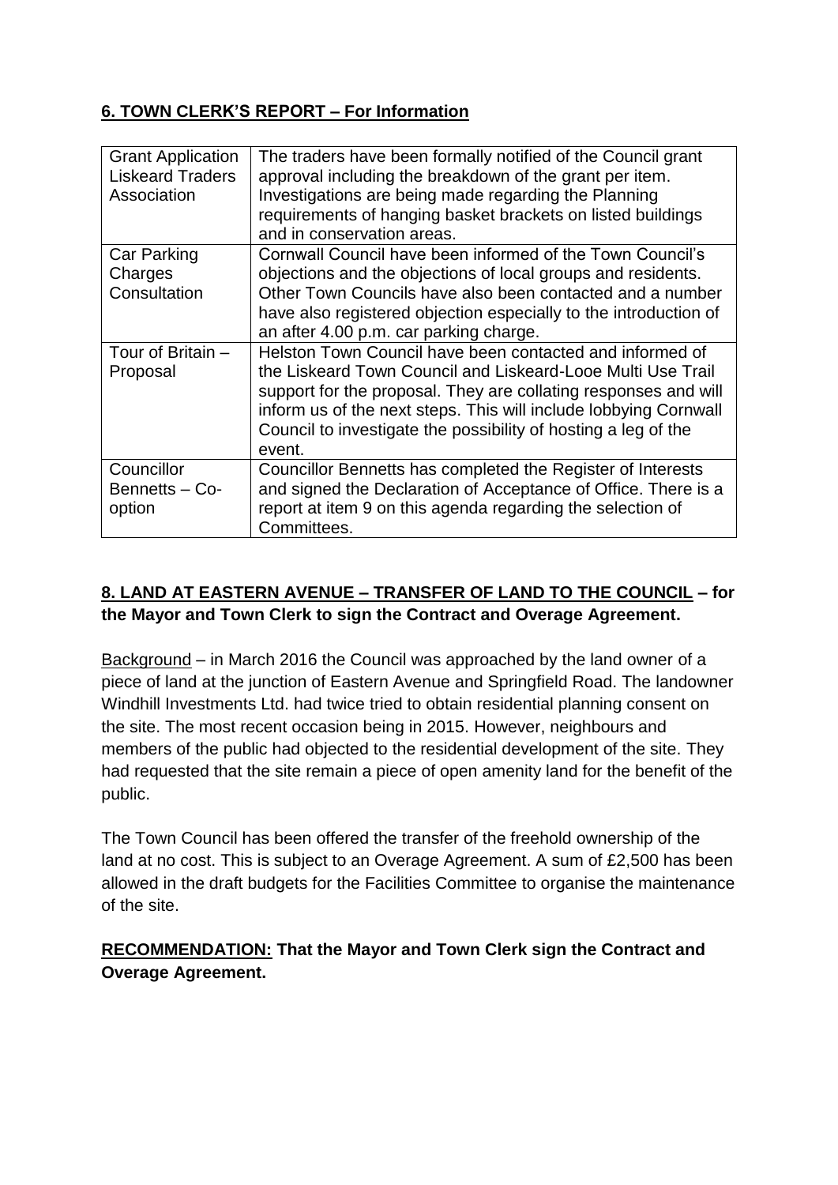## **6. TOWN CLERK'S REPORT – For Information**

| Grant Application Liskeard Traders Association | The traders have been formally notified of the Council grant approval including the breakdown of the grant per item. Investigations are being made regarding the Planning requirements of hanging basket brackets on listed buildings and in conservation areas. |
|---|---|
| Car Parking Charges Consultation | Cornwall Council have been informed of the Town Council's objections and the objections of local groups and residents. Other Town Councils have also been contacted and a number have also registered objection especially to the introduction of an after 4.00 p.m. car parking charge. |
| Tour of Britain – Proposal | Helston Town Council have been contacted and informed of the Liskeard Town Council and Liskeard-Looe Multi Use Trail support for the proposal. They are collating responses and will inform us of the next steps. This will include lobbying Cornwall Council to investigate the possibility of hosting a leg of the event. |
| Councillor Bennetts – Co-option | Councillor Bennetts has completed the Register of Interests and signed the Declaration of Acceptance of Office. There is a report at item 9 on this agenda regarding the selection of Committees. |

## **8. LAND AT EASTERN AVENUE – TRANSFER OF LAND TO THE COUNCIL – for the Mayor and Town Clerk to sign the Contract and Overage Agreement.**

Background – in March 2016 the Council was approached by the land owner of a piece of land at the junction of Eastern Avenue and Springfield Road. The landowner Windhill Investments Ltd. had twice tried to obtain residential planning consent on the site. The most recent occasion being in 2015. However, neighbours and members of the public had objected to the residential development of the site. They had requested that the site remain a piece of open amenity land for the benefit of the public.

The Town Council has been offered the transfer of the freehold ownership of the land at no cost. This is subject to an Overage Agreement. A sum of £2,500 has been allowed in the draft budgets for the Facilities Committee to organise the maintenance of the site.

**RECOMMENDATION: That the Mayor and Town Clerk sign the Contract and Overage Agreement.**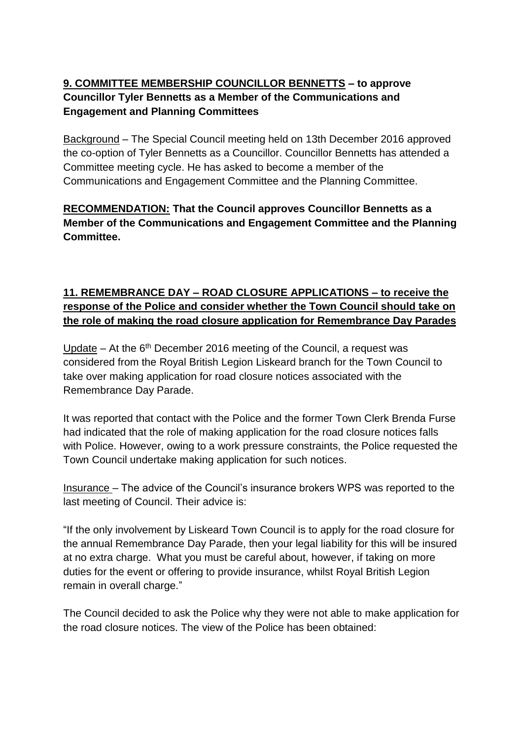**9. COMMITTEE MEMBERSHIP COUNCILLOR BENNETTS – to approve Councillor Tyler Bennetts as a Member of the Communications and Engagement and Planning Committees**

Background – The Special Council meeting held on 13th December 2016 approved the co-option of Tyler Bennetts as a Councillor. Councillor Bennetts has attended a Committee meeting cycle. He has asked to become a member of the Communications and Engagement Committee and the Planning Committee.

**RECOMMENDATION: That the Council approves Councillor Bennetts as a Member of the Communications and Engagement Committee and the Planning Committee.**

**11. REMEMBRANCE DAY – ROAD CLOSURE APPLICATIONS – to receive the response of the Police and consider whether the Town Council should take on the role of making the road closure application for Remembrance Day Parades**

Update – At the 6th December 2016 meeting of the Council, a request was considered from the Royal British Legion Liskeard branch for the Town Council to take over making application for road closure notices associated with the Remembrance Day Parade.

It was reported that contact with the Police and the former Town Clerk Brenda Furse had indicated that the role of making application for the road closure notices falls with Police. However, owing to a work pressure constraints, the Police requested the Town Council undertake making application for such notices.

Insurance – The advice of the Council's insurance brokers WPS was reported to the last meeting of Council. Their advice is:

"If the only involvement by Liskeard Town Council is to apply for the road closure for the annual Remembrance Day Parade, then your legal liability for this will be insured at no extra charge. What you must be careful about, however, if taking on more duties for the event or offering to provide insurance, whilst Royal British Legion remain in overall charge."

The Council decided to ask the Police why they were not able to make application for the road closure notices. The view of the Police has been obtained: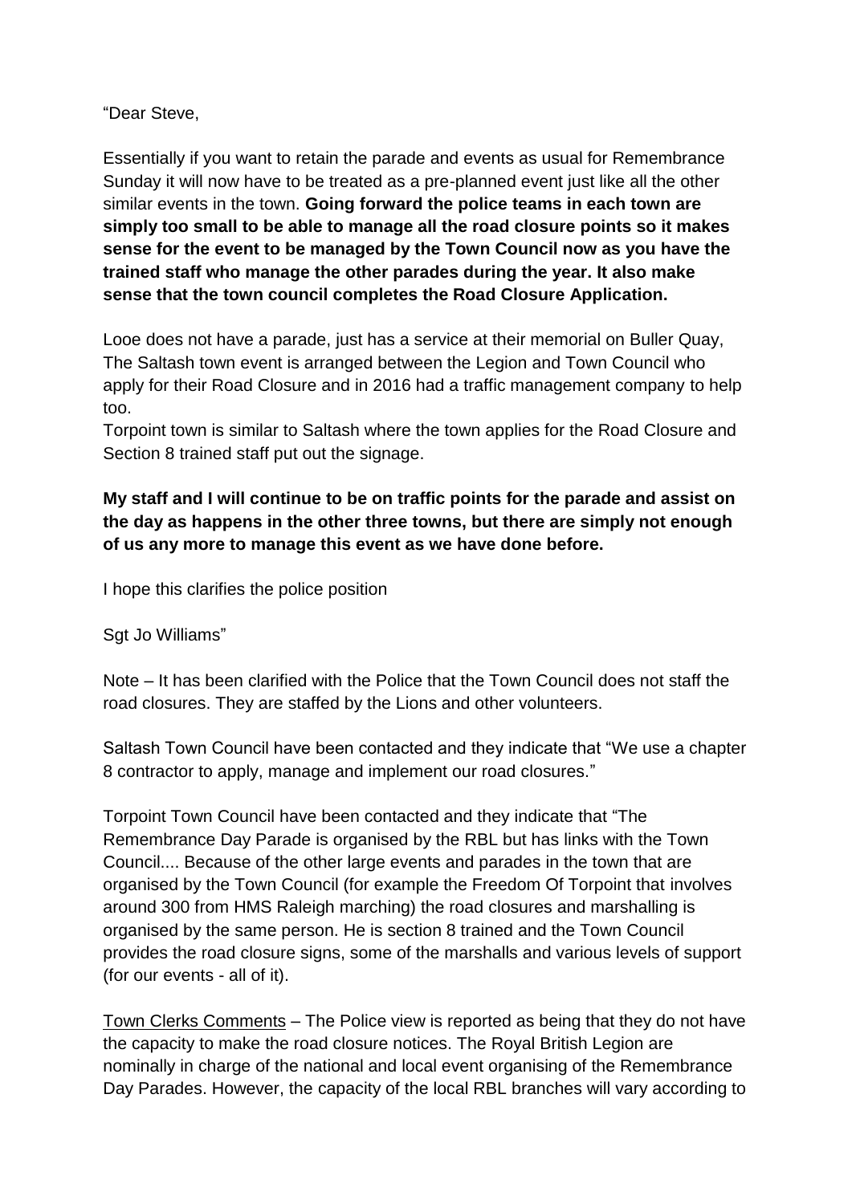"Dear Steve,

Essentially if you want to retain the parade and events as usual for Remembrance Sunday it will now have to be treated as a pre-planned event just like all the other similar events in the town. **Going forward the police teams in each town are simply too small to be able to manage all the road closure points so it makes sense for the event to be managed by the Town Council now as you have the trained staff who manage the other parades during the year. It also make sense that the town council completes the Road Closure Application.**

Looe does not have a parade, just has a service at their memorial on Buller Quay, The Saltash town event is arranged between the Legion and Town Council who apply for their Road Closure and in 2016 had a traffic management company to help too.
Torpoint town is similar to Saltash where the town applies for the Road Closure and Section 8 trained staff put out the signage.

**My staff and I will continue to be on traffic points for the parade and assist on the day as happens in the other three towns, but there are simply not enough of us any more to manage this event as we have done before.**

I hope this clarifies the police position

Sgt Jo Williams"

Note – It has been clarified with the Police that the Town Council does not staff the road closures. They are staffed by the Lions and other volunteers.

Saltash Town Council have been contacted and they indicate that "We use a chapter 8 contractor to apply, manage and implement our road closures."

Torpoint Town Council have been contacted and they indicate that "The Remembrance Day Parade is organised by the RBL but has links with the Town Council.... Because of the other large events and parades in the town that are organised by the Town Council (for example the Freedom Of Torpoint that involves around 300 from HMS Raleigh marching) the road closures and marshalling is organised by the same person. He is section 8 trained and the Town Council provides the road closure signs, some of the marshalls and various levels of support (for our events - all of it).

<u>Town Clerks Comments</u> – The Police view is reported as being that they do not have the capacity to make the road closure notices. The Royal British Legion are nominally in charge of the national and local event organising of the Remembrance Day Parades. However, the capacity of the local RBL branches will vary according to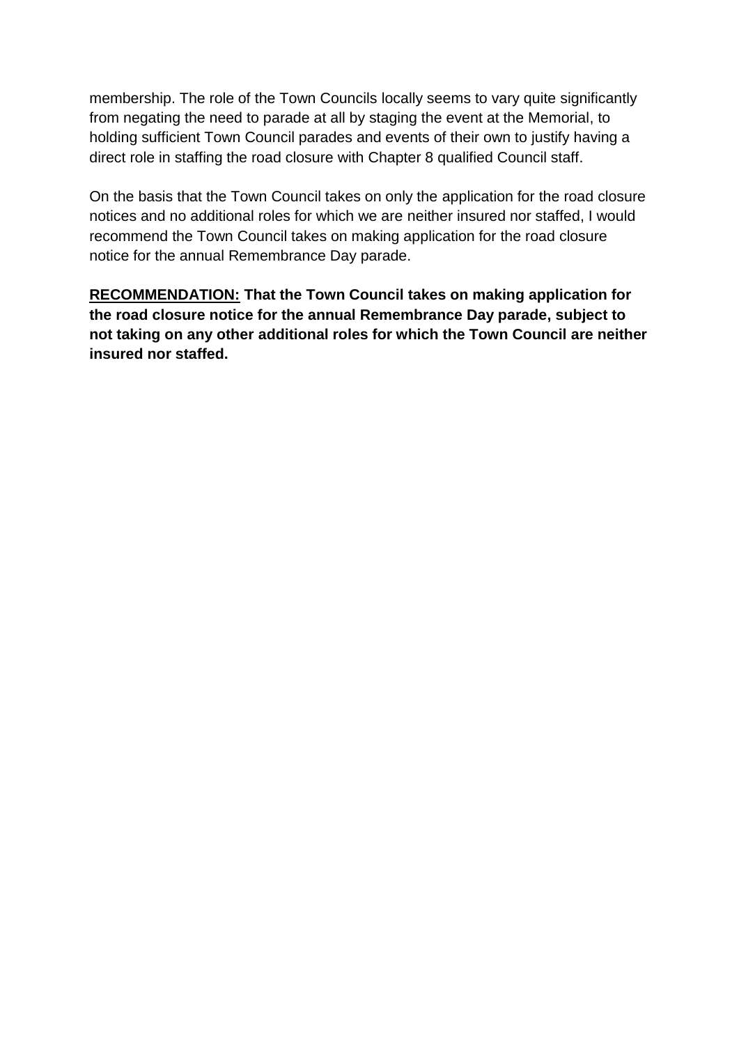membership. The role of the Town Councils locally seems to vary quite significantly from negating the need to parade at all by staging the event at the Memorial, to holding sufficient Town Council parades and events of their own to justify having a direct role in staffing the road closure with Chapter 8 qualified Council staff.

On the basis that the Town Council takes on only the application for the road closure notices and no additional roles for which we are neither insured nor staffed, I would recommend the Town Council takes on making application for the road closure notice for the annual Remembrance Day parade.

**<u>RECOMMENDATION:</u> That the Town Council takes on making application for the road closure notice for the annual Remembrance Day parade, subject to not taking on any other additional roles for which the Town Council are neither insured nor staffed.**